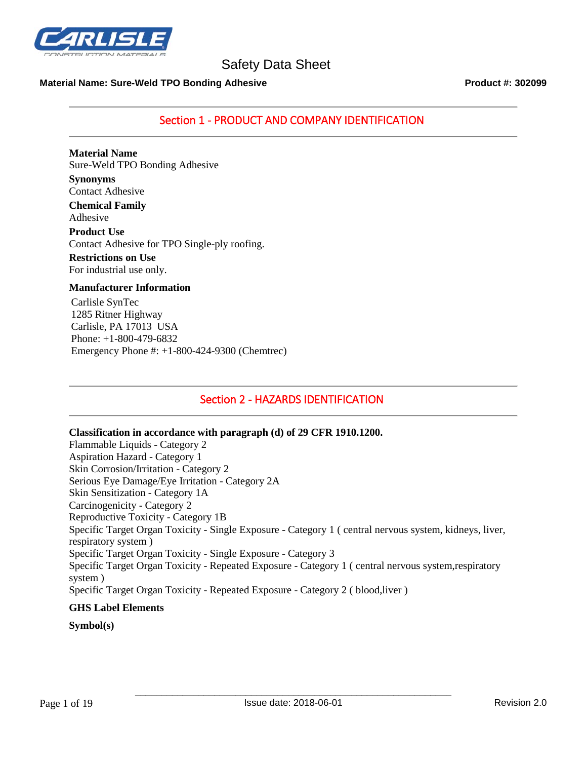# Safety Data Sheet

**Material Name: Sure-Weld TPO Bonding Adhesive** **Product #: 302099**

## Section 1 - PRODUCT AND COMPANY IDENTIFICATION

**Material Name**
Sure-Weld TPO Bonding Adhesive

**Synonyms**
Contact Adhesive

**Chemical Family**
Adhesive

**Product Use**
Contact Adhesive for TPO Single-ply roofing.

**Restrictions on Use**
For industrial use only.

**Manufacturer Information**

Carlisle SynTec
1285 Ritner Highway
Carlisle, PA 17013 USA
Phone: +1-800-479-6832
Emergency Phone #: +1-800-424-9300 (Chemtrec)

## Section 2 - HAZARDS IDENTIFICATION

**Classification in accordance with paragraph (d) of 29 CFR 1910.1200.**

Flammable Liquids - Category 2
Aspiration Hazard - Category 1
Skin Corrosion/Irritation - Category 2
Serious Eye Damage/Eye Irritation - Category 2A
Skin Sensitization - Category 1A
Carcinogenicity - Category 2
Reproductive Toxicity - Category 1B
Specific Target Organ Toxicity - Single Exposure - Category 1 ( central nervous system, kidneys, liver, respiratory system )
Specific Target Organ Toxicity - Single Exposure - Category 3
Specific Target Organ Toxicity - Repeated Exposure - Category 1 ( central nervous system,respiratory system )
Specific Target Organ Toxicity - Repeated Exposure - Category 2 ( blood,liver )

**GHS Label Elements**

**Symbol(s)**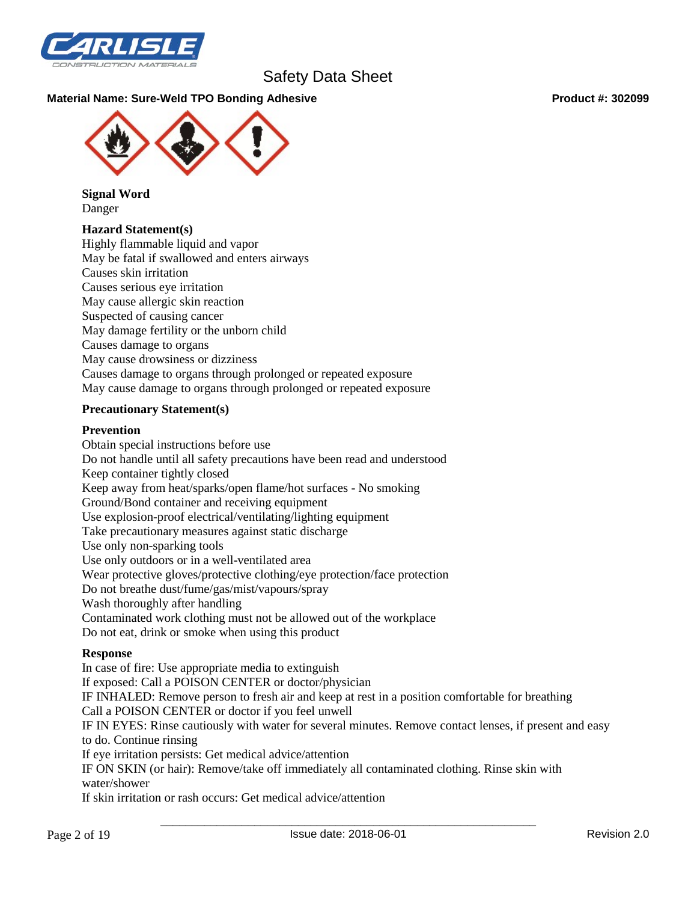**Material Name: Sure-Weld TPO Bonding Adhesive** **Product #: 302099**

**Signal Word**
Danger

**Hazard Statement(s)**
Highly flammable liquid and vapor
May be fatal if swallowed and enters airways
Causes skin irritation
Causes serious eye irritation
May cause allergic skin reaction
Suspected of causing cancer
May damage fertility or the unborn child
Causes damage to organs
May cause drowsiness or dizziness
Causes damage to organs through prolonged or repeated exposure
May cause damage to organs through prolonged or repeated exposure

**Precautionary Statement(s)**

**Prevention**
Obtain special instructions before use
Do not handle until all safety precautions have been read and understood
Keep container tightly closed
Keep away from heat/sparks/open flame/hot surfaces - No smoking
Ground/Bond container and receiving equipment
Use explosion-proof electrical/ventilating/lighting equipment
Take precautionary measures against static discharge
Use only non-sparking tools
Use only outdoors or in a well-ventilated area
Wear protective gloves/protective clothing/eye protection/face protection
Do not breathe dust/fume/gas/mist/vapours/spray
Wash thoroughly after handling
Contaminated work clothing must not be allowed out of the workplace
Do not eat, drink or smoke when using this product

**Response**
In case of fire: Use appropriate media to extinguish
If exposed: Call a POISON CENTER or doctor/physician
IF INHALED: Remove person to fresh air and keep at rest in a position comfortable for breathing
Call a POISON CENTER or doctor if you feel unwell
IF IN EYES: Rinse cautiously with water for several minutes. Remove contact lenses, if present and easy to do. Continue rinsing
If eye irritation persists: Get medical advice/attention
IF ON SKIN (or hair): Remove/take off immediately all contaminated clothing. Rinse skin with water/shower
If skin irritation or rash occurs: Get medical advice/attention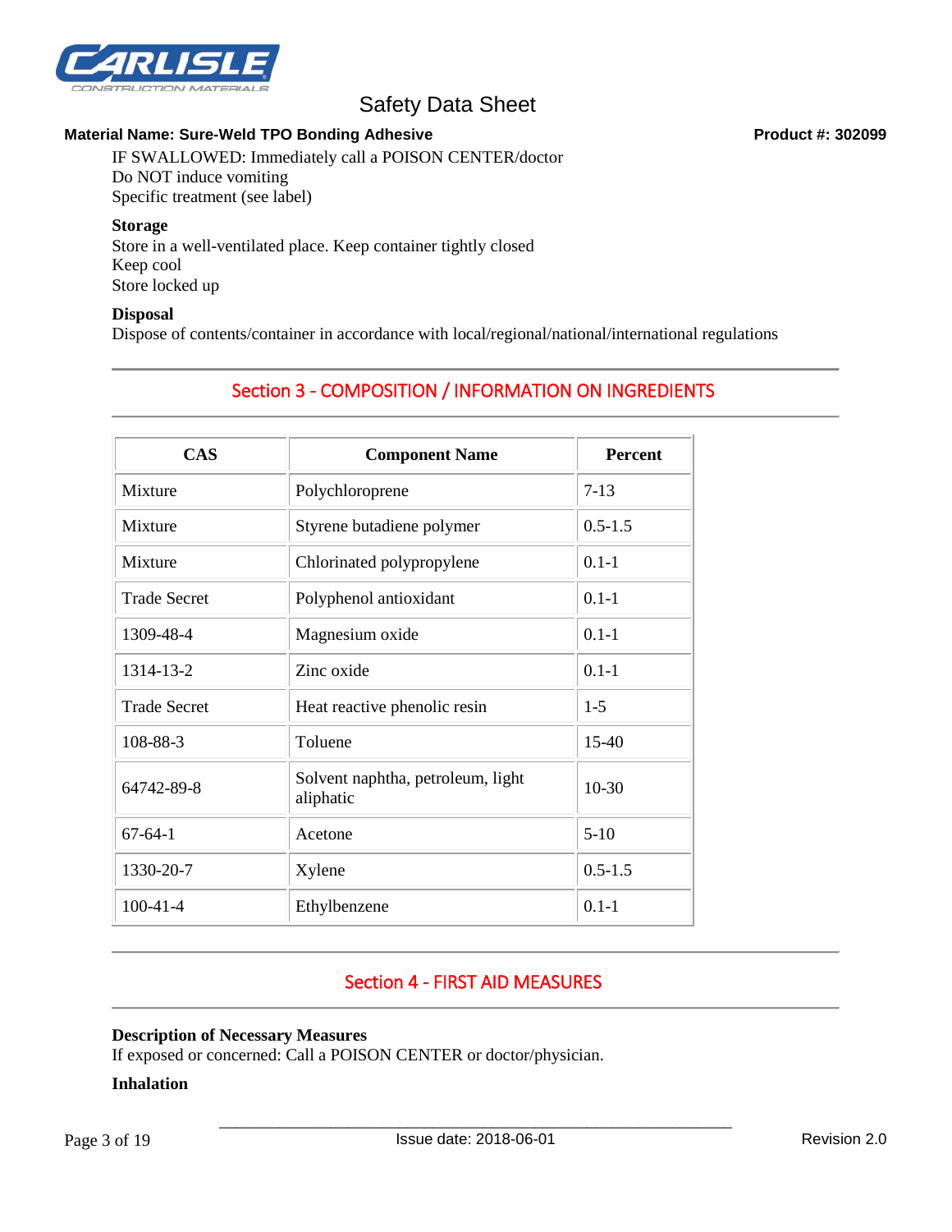IF SWALLOWED: Immediately call a POISON CENTER/doctor
Do NOT induce vomiting
Specific treatment (see label)

**Storage**
Store in a well-ventilated place. Keep container tightly closed
Keep cool
Store locked up

**Disposal**
Dispose of contents/container in accordance with local/regional/national/international regulations

## Section 3 - COMPOSITION / INFORMATION ON INGREDIENTS

| CAS | Component Name | Percent |
|---|---|---|
| Mixture | Polychloroprene | 7-13 |
| Mixture | Styrene butadiene polymer | 0.5-1.5 |
| Mixture | Chlorinated polypropylene | 0.1-1 |
| Trade Secret | Polyphenol antioxidant | 0.1-1 |
| 1309-48-4 | Magnesium oxide | 0.1-1 |
| 1314-13-2 | Zinc oxide | 0.1-1 |
| Trade Secret | Heat reactive phenolic resin | 1-5 |
| 108-88-3 | Toluene | 15-40 |
| 64742-89-8 | Solvent naphtha, petroleum, light aliphatic | 10-30 |
| 67-64-1 | Acetone | 5-10 |
| 1330-20-7 | Xylene | 0.5-1.5 |
| 100-41-4 | Ethylbenzene | 0.1-1 |

## Section 4 - FIRST AID MEASURES

**Description of Necessary Measures**
If exposed or concerned: Call a POISON CENTER or doctor/physician.

**Inhalation**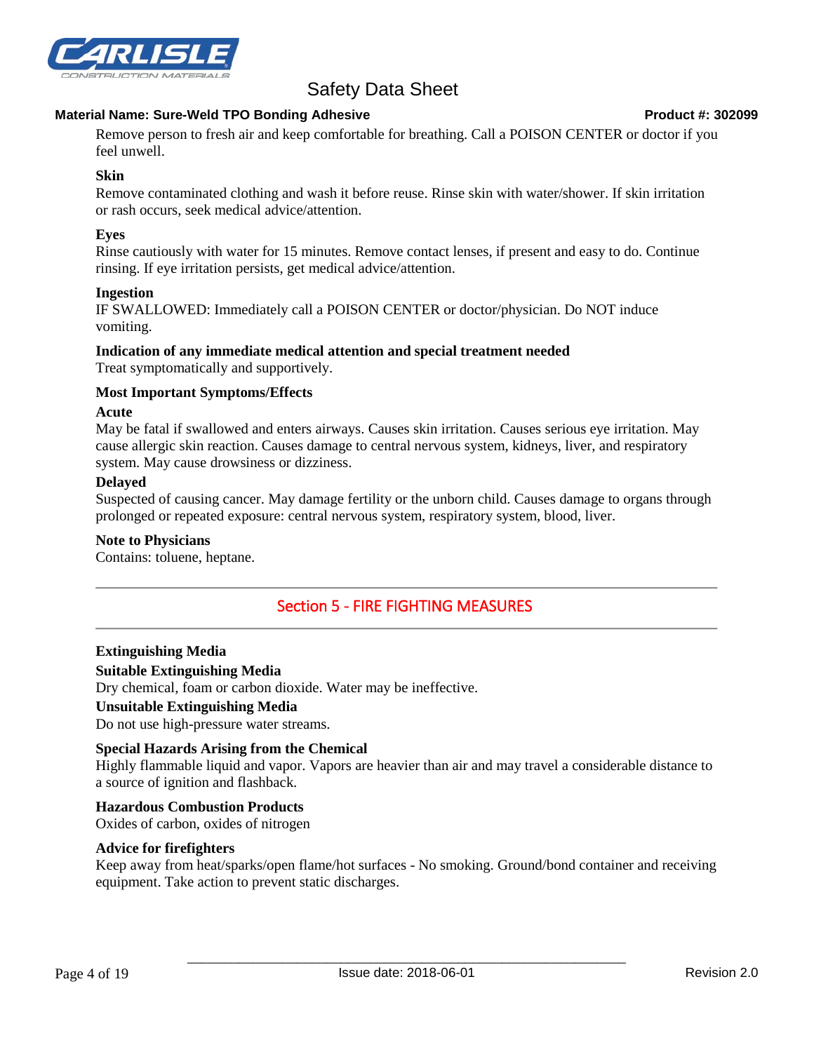Remove person to fresh air and keep comfortable for breathing. Call a POISON CENTER or doctor if you feel unwell.

**Skin**

Remove contaminated clothing and wash it before reuse. Rinse skin with water/shower. If skin irritation or rash occurs, seek medical advice/attention.

**Eyes**

Rinse cautiously with water for 15 minutes. Remove contact lenses, if present and easy to do. Continue rinsing. If eye irritation persists, get medical advice/attention.

**Ingestion**

IF SWALLOWED: Immediately call a POISON CENTER or doctor/physician. Do NOT induce vomiting.

**Indication of any immediate medical attention and special treatment needed**

Treat symptomatically and supportively.

**Most Important Symptoms/Effects**

**Acute**

May be fatal if swallowed and enters airways. Causes skin irritation. Causes serious eye irritation. May cause allergic skin reaction. Causes damage to central nervous system, kidneys, liver, and respiratory system. May cause drowsiness or dizziness.

**Delayed**

Suspected of causing cancer. May damage fertility or the unborn child. Causes damage to organs through prolonged or repeated exposure: central nervous system, respiratory system, blood, liver.

**Note to Physicians**

Contains: toluene, heptane.

## Section 5 - FIRE FIGHTING MEASURES

**Extinguishing Media**

**Suitable Extinguishing Media**

Dry chemical, foam or carbon dioxide. Water may be ineffective.

**Unsuitable Extinguishing Media**

Do not use high-pressure water streams.

**Special Hazards Arising from the Chemical**

Highly flammable liquid and vapor. Vapors are heavier than air and may travel a considerable distance to a source of ignition and flashback.

**Hazardous Combustion Products**

Oxides of carbon, oxides of nitrogen

**Advice for firefighters**

Keep away from heat/sparks/open flame/hot surfaces - No smoking. Ground/bond container and receiving equipment. Take action to prevent static discharges.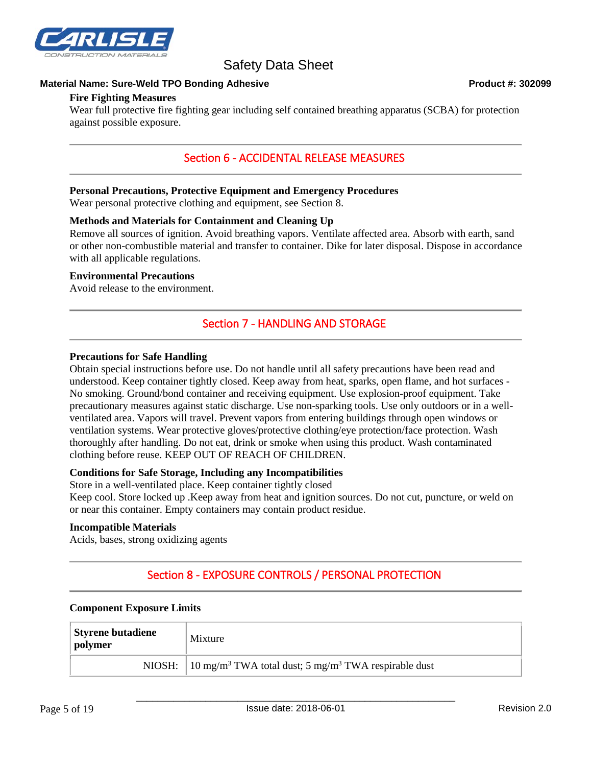**Fire Fighting Measures**
Wear full protective fire fighting gear including self contained breathing apparatus (SCBA) for protection against possible exposure.

## Section 6 - ACCIDENTAL RELEASE MEASURES

**Personal Precautions, Protective Equipment and Emergency Procedures**
Wear personal protective clothing and equipment, see Section 8.

**Methods and Materials for Containment and Cleaning Up**
Remove all sources of ignition. Avoid breathing vapors. Ventilate affected area. Absorb with earth, sand or other non-combustible material and transfer to container. Dike for later disposal. Dispose in accordance with all applicable regulations.

**Environmental Precautions**
Avoid release to the environment.

## Section 7 - HANDLING AND STORAGE

**Precautions for Safe Handling**
Obtain special instructions before use. Do not handle until all safety precautions have been read and understood. Keep container tightly closed. Keep away from heat, sparks, open flame, and hot surfaces - No smoking. Ground/bond container and receiving equipment. Use explosion-proof equipment. Take precautionary measures against static discharge. Use non-sparking tools. Use only outdoors or in a well-ventilated area. Vapors will travel. Prevent vapors from entering buildings through open windows or ventilation systems. Wear protective gloves/protective clothing/eye protection/face protection. Wash thoroughly after handling. Do not eat, drink or smoke when using this product. Wash contaminated clothing before reuse. KEEP OUT OF REACH OF CHILDREN.

**Conditions for Safe Storage, Including any Incompatibilities**
Store in a well-ventilated place. Keep container tightly closed
Keep cool. Store locked up .Keep away from heat and ignition sources. Do not cut, puncture, or weld on or near this container. Empty containers may contain product residue.

**Incompatible Materials**
Acids, bases, strong oxidizing agents

## Section 8 - EXPOSURE CONTROLS / PERSONAL PROTECTION

**Component Exposure Limits**

| **Styrene butadiene polymer** | Mixture |
|---|---|
| NIOSH: | 10 mg/m$^3$ TWA total dust; 5 mg/m$^3$ TWA respirable dust |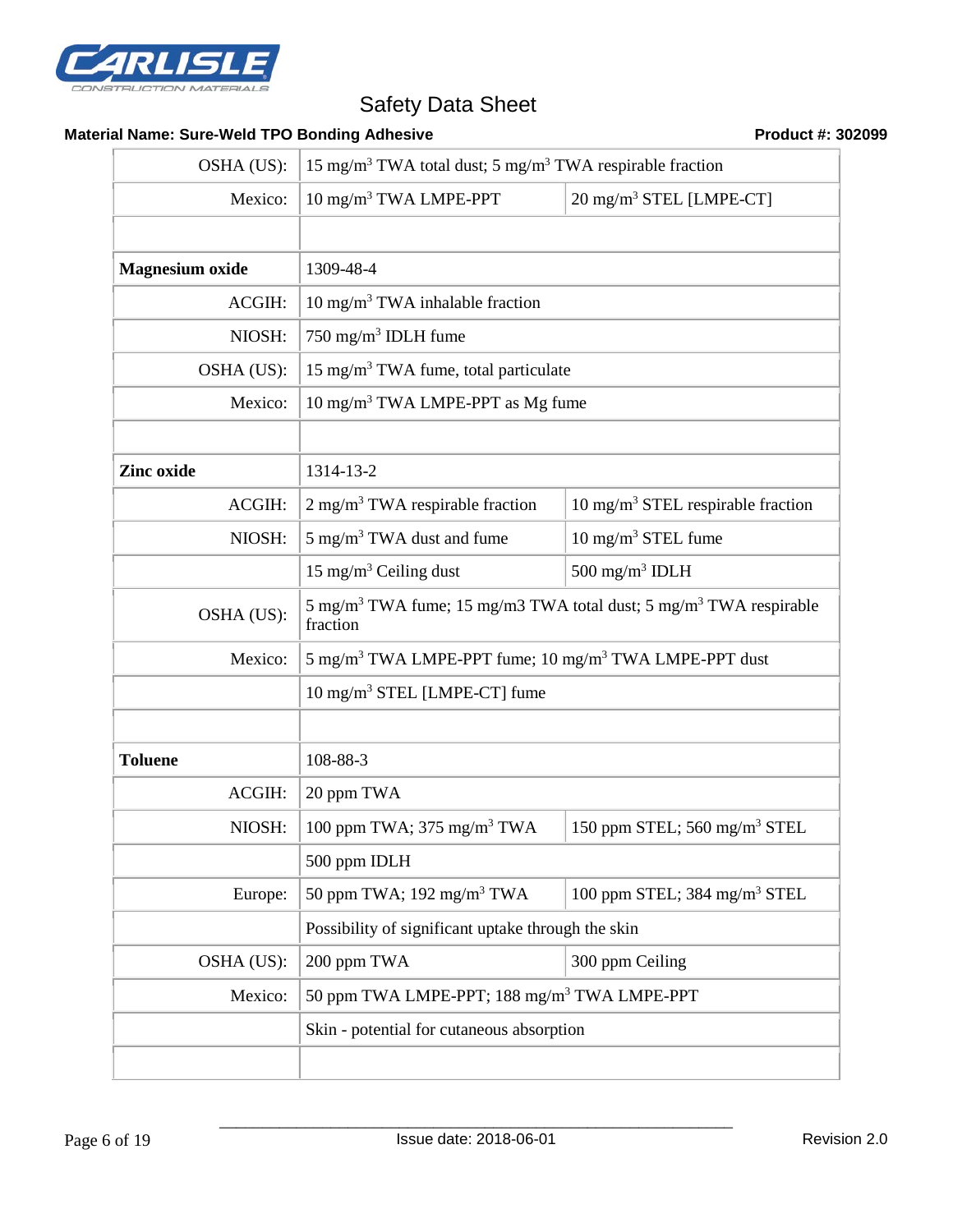Safety Data Sheet

**Material Name: Sure-Weld TPO Bonding Adhesive** **Product #: 302099**

| | | |
|---|---|---|
| OSHA (US): | 15 mg/m$^3$ TWA total dust; 5 mg/m$^3$ TWA respirable fraction | |
| Mexico: | 10 mg/m$^3$ TWA LMPE-PPT | 20 mg/m$^3$ STEL [LMPE-CT] |
| | | |
| **Magnesium oxide** | 1309-48-4 | |
| ACGIH: | 10 mg/m$^3$ TWA inhalable fraction | |
| NIOSH: | 750 mg/m$^3$ IDLH fume | |
| OSHA (US): | 15 mg/m$^3$ TWA fume, total particulate | |
| Mexico: | 10 mg/m$^3$ TWA LMPE-PPT as Mg fume | |
| | | |
| **Zinc oxide** | 1314-13-2 | |
| ACGIH: | 2 mg/m$^3$ TWA respirable fraction | 10 mg/m$^3$ STEL respirable fraction |
| NIOSH: | 5 mg/m$^3$ TWA dust and fume | 10 mg/m$^3$ STEL fume |
| | 15 mg/m$^3$ Ceiling dust | 500 mg/m$^3$ IDLH |
| OSHA (US): | 5 mg/m$^3$ TWA fume; 15 mg/m3 TWA total dust; 5 mg/m$^3$ TWA respirable fraction | |
| Mexico: | 5 mg/m$^3$ TWA LMPE-PPT fume; 10 mg/m$^3$ TWA LMPE-PPT dust | |
| | 10 mg/m$^3$ STEL [LMPE-CT] fume | |
| | | |
| **Toluene** | 108-88-3 | |
| ACGIH: | 20 ppm TWA | |
| NIOSH: | 100 ppm TWA; 375 mg/m$^3$ TWA | 150 ppm STEL; 560 mg/m$^3$ STEL |
| | 500 ppm IDLH | |
| Europe: | 50 ppm TWA; 192 mg/m$^3$ TWA | 100 ppm STEL; 384 mg/m$^3$ STEL |
| | Possibility of significant uptake through the skin | |
| OSHA (US): | 200 ppm TWA | 300 ppm Ceiling |
| Mexico: | 50 ppm TWA LMPE-PPT; 188 mg/m$^3$ TWA LMPE-PPT | |
| | Skin - potential for cutaneous absorption | |
| | | |

Issue date: 2018-06-01

Revision 2.0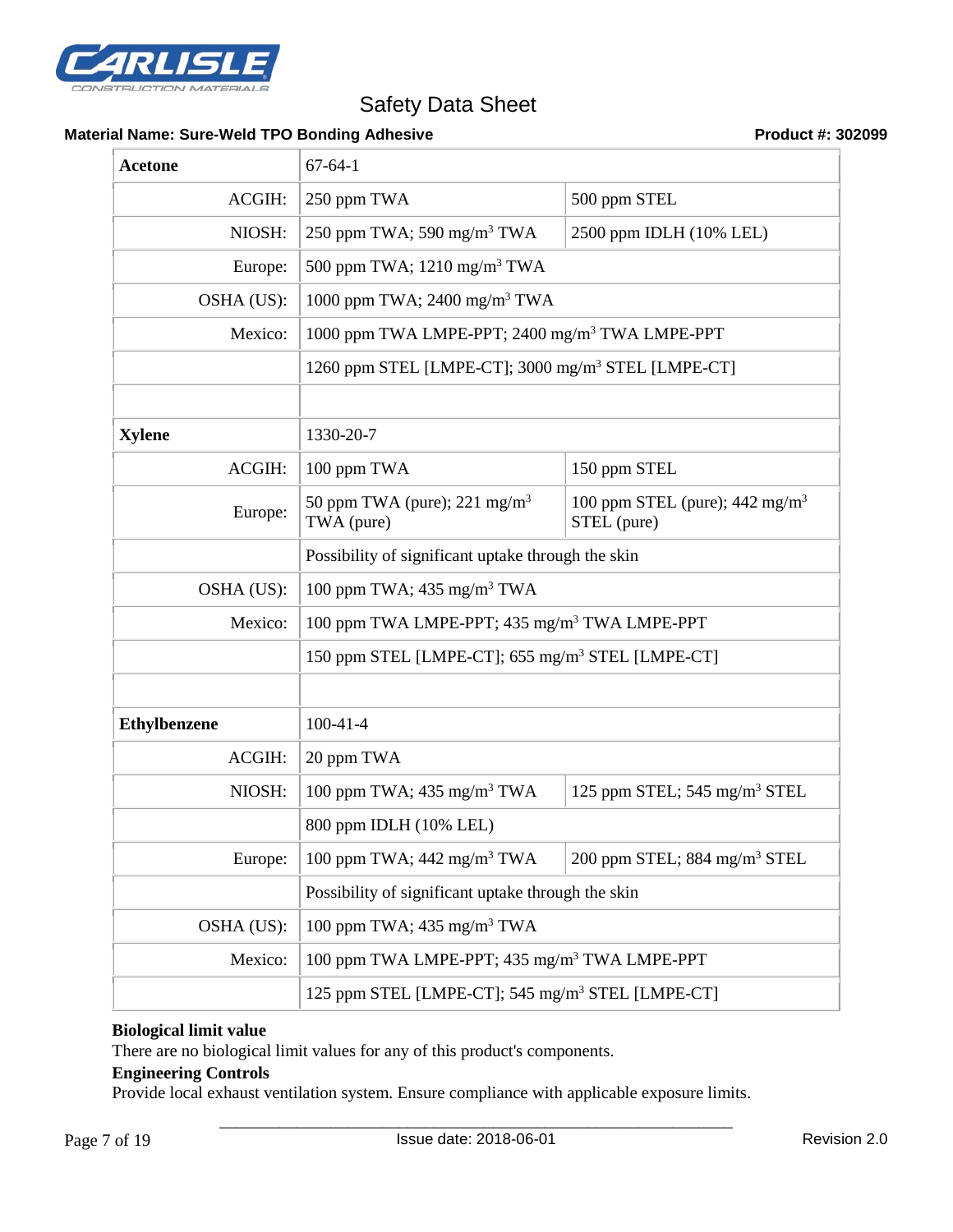| **Acetone** | 67-64-1 | |
|---|---|---|
| ACGIH: | 250 ppm TWA | 500 ppm STEL |
| NIOSH: | 250 ppm TWA; 590 mg/m$^3$ TWA | 2500 ppm IDLH (10% LEL) |
| Europe: | 500 ppm TWA; 1210 mg/m$^3$ TWA | |
| OSHA (US): | 1000 ppm TWA; 2400 mg/m$^3$ TWA | |
| Mexico: | 1000 ppm TWA LMPE-PPT; 2400 mg/m$^3$ TWA LMPE-PPT | |
| | 1260 ppm STEL [LMPE-CT]; 3000 mg/m$^3$ STEL [LMPE-CT] | |
| | | |
| **Xylene** | 1330-20-7 | |
| ACGIH: | 100 ppm TWA | 150 ppm STEL |
| Europe: | 50 ppm TWA (pure); 221 mg/m$^3$ TWA (pure) | 100 ppm STEL (pure); 442 mg/m$^3$ STEL (pure) |
| | Possibility of significant uptake through the skin | |
| OSHA (US): | 100 ppm TWA; 435 mg/m$^3$ TWA | |
| Mexico: | 100 ppm TWA LMPE-PPT; 435 mg/m$^3$ TWA LMPE-PPT | |
| | 150 ppm STEL [LMPE-CT]; 655 mg/m$^3$ STEL [LMPE-CT] | |
| | | |
| **Ethylbenzene** | 100-41-4 | |
| ACGIH: | 20 ppm TWA | |
| NIOSH: | 100 ppm TWA; 435 mg/m$^3$ TWA | 125 ppm STEL; 545 mg/m$^3$ STEL |
| | 800 ppm IDLH (10% LEL) | |
| Europe: | 100 ppm TWA; 442 mg/m$^3$ TWA | 200 ppm STEL; 884 mg/m$^3$ STEL |
| | Possibility of significant uptake through the skin | |
| OSHA (US): | 100 ppm TWA; 435 mg/m$^3$ TWA | |
| Mexico: | 100 ppm TWA LMPE-PPT; 435 mg/m$^3$ TWA LMPE-PPT | |
| | 125 ppm STEL [LMPE-CT]; 545 mg/m$^3$ STEL [LMPE-CT] | |

**Biological limit value**

There are no biological limit values for any of this product's components.

**Engineering Controls**

Provide local exhaust ventilation system. Ensure compliance with applicable exposure limits.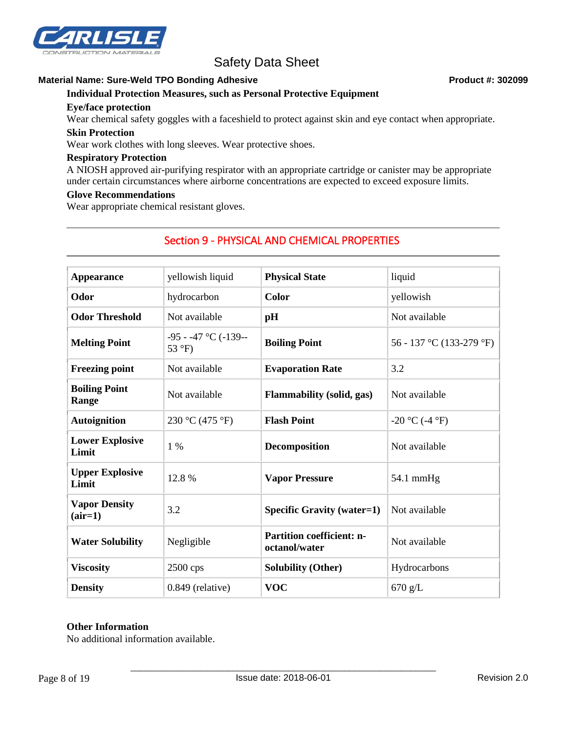### Individual Protection Measures, such as Personal Protective Equipment

**Eye/face protection**

Wear chemical safety goggles with a faceshield to protect against skin and eye contact when appropriate.

**Skin Protection**

Wear work clothes with long sleeves. Wear protective shoes.

**Respiratory Protection**

A NIOSH approved air-purifying respirator with an appropriate cartridge or canister may be appropriate under certain circumstances where airborne concentrations are expected to exceed exposure limits.

**Glove Recommendations**

Wear appropriate chemical resistant gloves.

## Section 9 - PHYSICAL AND CHEMICAL PROPERTIES

| | | | |
|---|---|---|---|
| **Appearance** | yellowish liquid | **Physical State** | liquid |
| **Odor** | hydrocarbon | **Color** | yellowish |
| **Odor Threshold** | Not available | **pH** | Not available |
| **Melting Point** | -95 - -47 °C (-139-- 53 °F) | **Boiling Point** | 56 - 137 °C (133-279 °F) |
| **Freezing point** | Not available | **Evaporation Rate** | 3.2 |
| **Boiling Point Range** | Not available | **Flammability (solid, gas)** | Not available |
| **Autoignition** | 230 °C (475 °F) | **Flash Point** | -20 °C (-4 °F) |
| **Lower Explosive Limit** | 1 % | **Decomposition** | Not available |
| **Upper Explosive Limit** | 12.8 % | **Vapor Pressure** | 54.1 mmHg |
| **Vapor Density (air=1)** | 3.2 | **Specific Gravity (water=1)** | Not available |
| **Water Solubility** | Negligible | **Partition coefficient: n-octanol/water** | Not available |
| **Viscosity** | 2500 cps | **Solubility (Other)** | Hydrocarbons |
| **Density** | 0.849 (relative) | **VOC** | 670 g/L |

**Other Information**

No additional information available.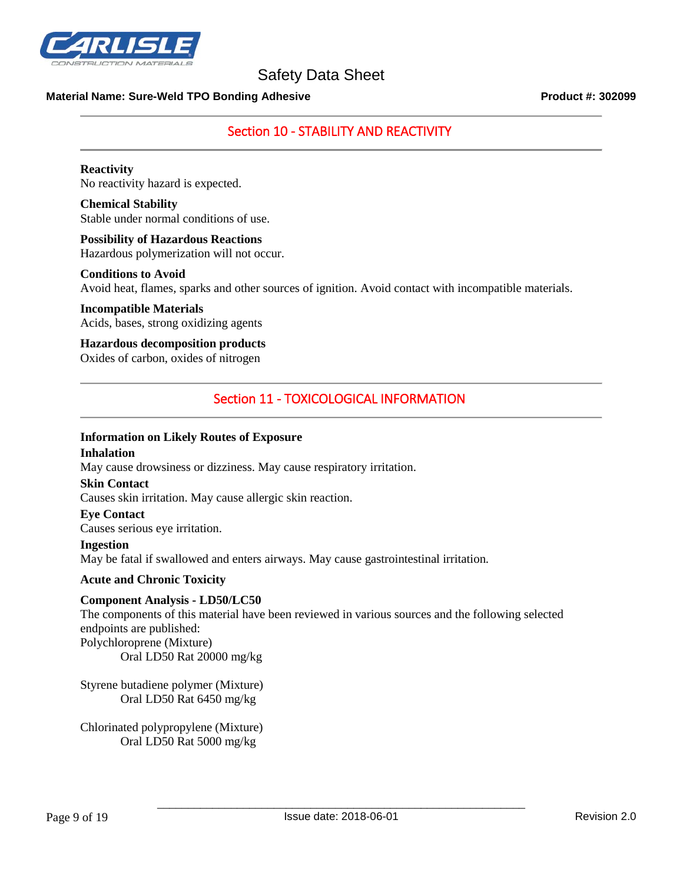## Section 10 - STABILITY AND REACTIVITY

**Reactivity**
No reactivity hazard is expected.

**Chemical Stability**
Stable under normal conditions of use.

**Possibility of Hazardous Reactions**
Hazardous polymerization will not occur.

**Conditions to Avoid**
Avoid heat, flames, sparks and other sources of ignition. Avoid contact with incompatible materials.

**Incompatible Materials**
Acids, bases, strong oxidizing agents

**Hazardous decomposition products**
Oxides of carbon, oxides of nitrogen

## Section 11 - TOXICOLOGICAL INFORMATION

**Information on Likely Routes of Exposure**

**Inhalation**
May cause drowsiness or dizziness. May cause respiratory irritation.

**Skin Contact**
Causes skin irritation. May cause allergic skin reaction.

**Eye Contact**
Causes serious eye irritation.

**Ingestion**
May be fatal if swallowed and enters airways. May cause gastrointestinal irritation.

**Acute and Chronic Toxicity**

**Component Analysis - LD50/LC50**
The components of this material have been reviewed in various sources and the following selected endpoints are published:

Polychloroprene (Mixture)
    Oral LD50 Rat 20000 mg/kg

Styrene butadiene polymer (Mixture)
    Oral LD50 Rat 6450 mg/kg

Chlorinated polypropylene (Mixture)
    Oral LD50 Rat 5000 mg/kg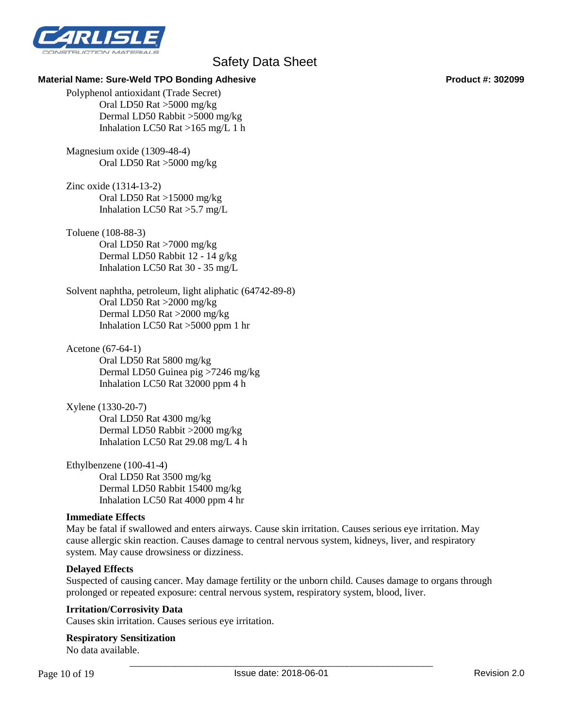Polyphenol antioxidant (Trade Secret)

Oral LD50 Rat >5000 mg/kg
Dermal LD50 Rabbit >5000 mg/kg
Inhalation LC50 Rat >165 mg/L 1 h

Magnesium oxide (1309-48-4)

Oral LD50 Rat >5000 mg/kg

Zinc oxide (1314-13-2)

Oral LD50 Rat >15000 mg/kg
Inhalation LC50 Rat >5.7 mg/L

Toluene (108-88-3)

Oral LD50 Rat >7000 mg/kg
Dermal LD50 Rabbit 12 - 14 g/kg
Inhalation LC50 Rat 30 - 35 mg/L

Solvent naphtha, petroleum, light aliphatic (64742-89-8)

Oral LD50 Rat >2000 mg/kg
Dermal LD50 Rat >2000 mg/kg
Inhalation LC50 Rat >5000 ppm 1 hr

Acetone (67-64-1)

Oral LD50 Rat 5800 mg/kg
Dermal LD50 Guinea pig >7246 mg/kg
Inhalation LC50 Rat 32000 ppm 4 h

Xylene (1330-20-7)

Oral LD50 Rat 4300 mg/kg
Dermal LD50 Rabbit >2000 mg/kg
Inhalation LC50 Rat 29.08 mg/L 4 h

Ethylbenzene (100-41-4)

Oral LD50 Rat 3500 mg/kg
Dermal LD50 Rabbit 15400 mg/kg
Inhalation LC50 Rat 4000 ppm 4 hr

**Immediate Effects**

May be fatal if swallowed and enters airways. Cause skin irritation. Causes serious eye irritation. May cause allergic skin reaction. Causes damage to central nervous system, kidneys, liver, and respiratory system. May cause drowsiness or dizziness.

**Delayed Effects**

Suspected of causing cancer. May damage fertility or the unborn child. Causes damage to organs through prolonged or repeated exposure: central nervous system, respiratory system, blood, liver.

**Irritation/Corrosivity Data**

Causes skin irritation. Causes serious eye irritation.

**Respiratory Sensitization**

No data available.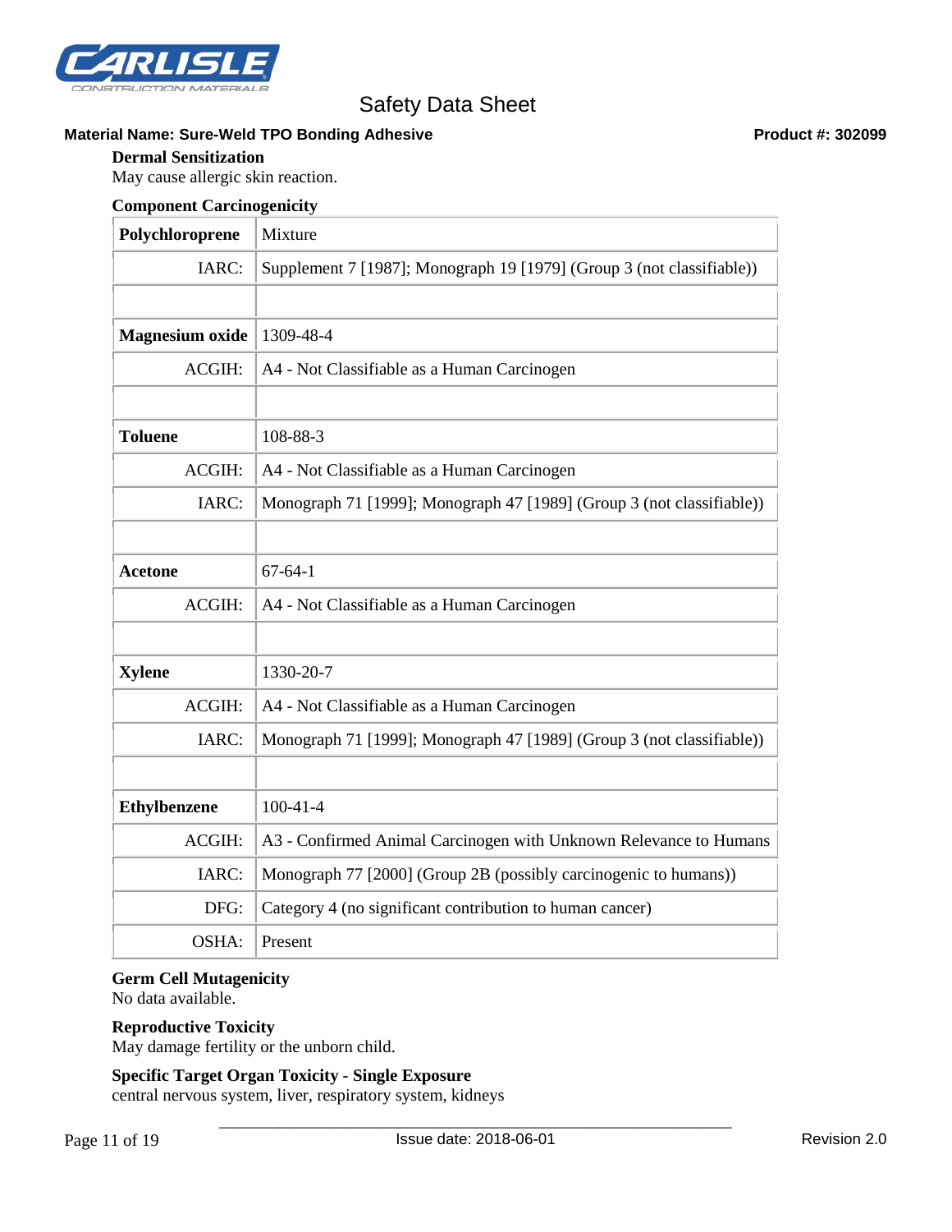**Material Name: Sure-Weld TPO Bonding Adhesive** **Product #: 302099**

### Dermal Sensitization

May cause allergic skin reaction.

### Component Carcinogenicity

| | |
|---|---|
| **Polychloroprene** | Mixture |
| IARC: | Supplement 7 [1987]; Monograph 19 [1979] (Group 3 (not classifiable)) |
| | |
| **Magnesium oxide** | 1309-48-4 |
| ACGIH: | A4 - Not Classifiable as a Human Carcinogen |
| | |
| **Toluene** | 108-88-3 |
| ACGIH: | A4 - Not Classifiable as a Human Carcinogen |
| IARC: | Monograph 71 [1999]; Monograph 47 [1989] (Group 3 (not classifiable)) |
| | |
| **Acetone** | 67-64-1 |
| ACGIH: | A4 - Not Classifiable as a Human Carcinogen |
| | |
| **Xylene** | 1330-20-7 |
| ACGIH: | A4 - Not Classifiable as a Human Carcinogen |
| IARC: | Monograph 71 [1999]; Monograph 47 [1989] (Group 3 (not classifiable)) |
| | |
| **Ethylbenzene** | 100-41-4 |
| ACGIH: | A3 - Confirmed Animal Carcinogen with Unknown Relevance to Humans |
| IARC: | Monograph 77 [2000] (Group 2B (possibly carcinogenic to humans)) |
| DFG: | Category 4 (no significant contribution to human cancer) |
| OSHA: | Present |

### Germ Cell Mutagenicity

No data available.

### Reproductive Toxicity

May damage fertility or the unborn child.

### Specific Target Organ Toxicity - Single Exposure

central nervous system, liver, respiratory system, kidneys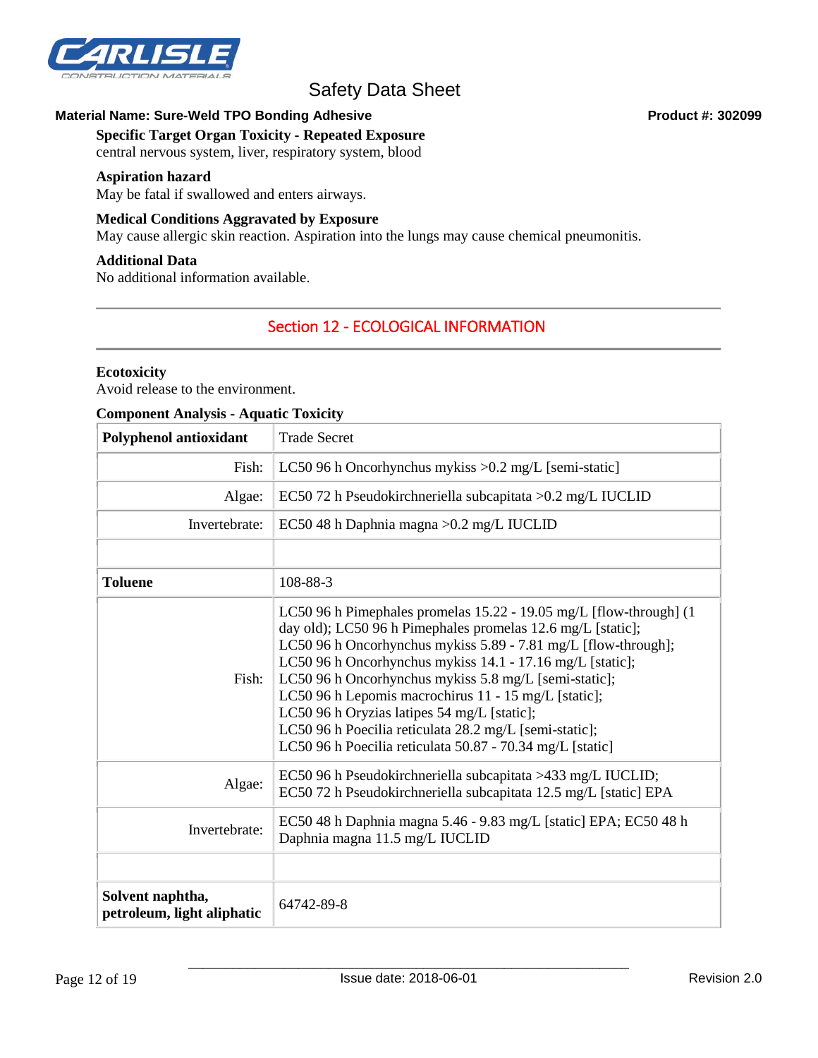**Specific Target Organ Toxicity - Repeated Exposure**
central nervous system, liver, respiratory system, blood

**Aspiration hazard**
May be fatal if swallowed and enters airways.

**Medical Conditions Aggravated by Exposure**
May cause allergic skin reaction. Aspiration into the lungs may cause chemical pneumonitis.

**Additional Data**
No additional information available.

## Section 12 - ECOLOGICAL INFORMATION

**Ecotoxicity**
Avoid release to the environment.

**Component Analysis - Aquatic Toxicity**

| **Polyphenol antioxidant** | Trade Secret |
|---:|---|
| Fish: | LC50 96 h Oncorhynchus mykiss >0.2 mg/L [semi-static] |
| Algae: | EC50 72 h Pseudokirchneriella subcapitata >0.2 mg/L IUCLID |
| Invertebrate: | EC50 48 h Daphnia magna >0.2 mg/L IUCLID |
| | |
| **Toluene** | 108-88-3 |
| Fish: | LC50 96 h Pimephales promelas 15.22 - 19.05 mg/L [flow-through] (1 day old); LC50 96 h Pimephales promelas 12.6 mg/L [static]; LC50 96 h Oncorhynchus mykiss 5.89 - 7.81 mg/L [flow-through]; LC50 96 h Oncorhynchus mykiss 14.1 - 17.16 mg/L [static]; LC50 96 h Oncorhynchus mykiss 5.8 mg/L [semi-static]; LC50 96 h Lepomis macrochirus 11 - 15 mg/L [static]; LC50 96 h Oryzias latipes 54 mg/L [static]; LC50 96 h Poecilia reticulata 28.2 mg/L [semi-static]; LC50 96 h Poecilia reticulata 50.87 - 70.34 mg/L [static] |
| Algae: | EC50 96 h Pseudokirchneriella subcapitata >433 mg/L IUCLID; EC50 72 h Pseudokirchneriella subcapitata 12.5 mg/L [static] EPA |
| Invertebrate: | EC50 48 h Daphnia magna 5.46 - 9.83 mg/L [static] EPA; EC50 48 h Daphnia magna 11.5 mg/L IUCLID |
| | |
| **Solvent naphtha, petroleum, light aliphatic** | 64742-89-8 |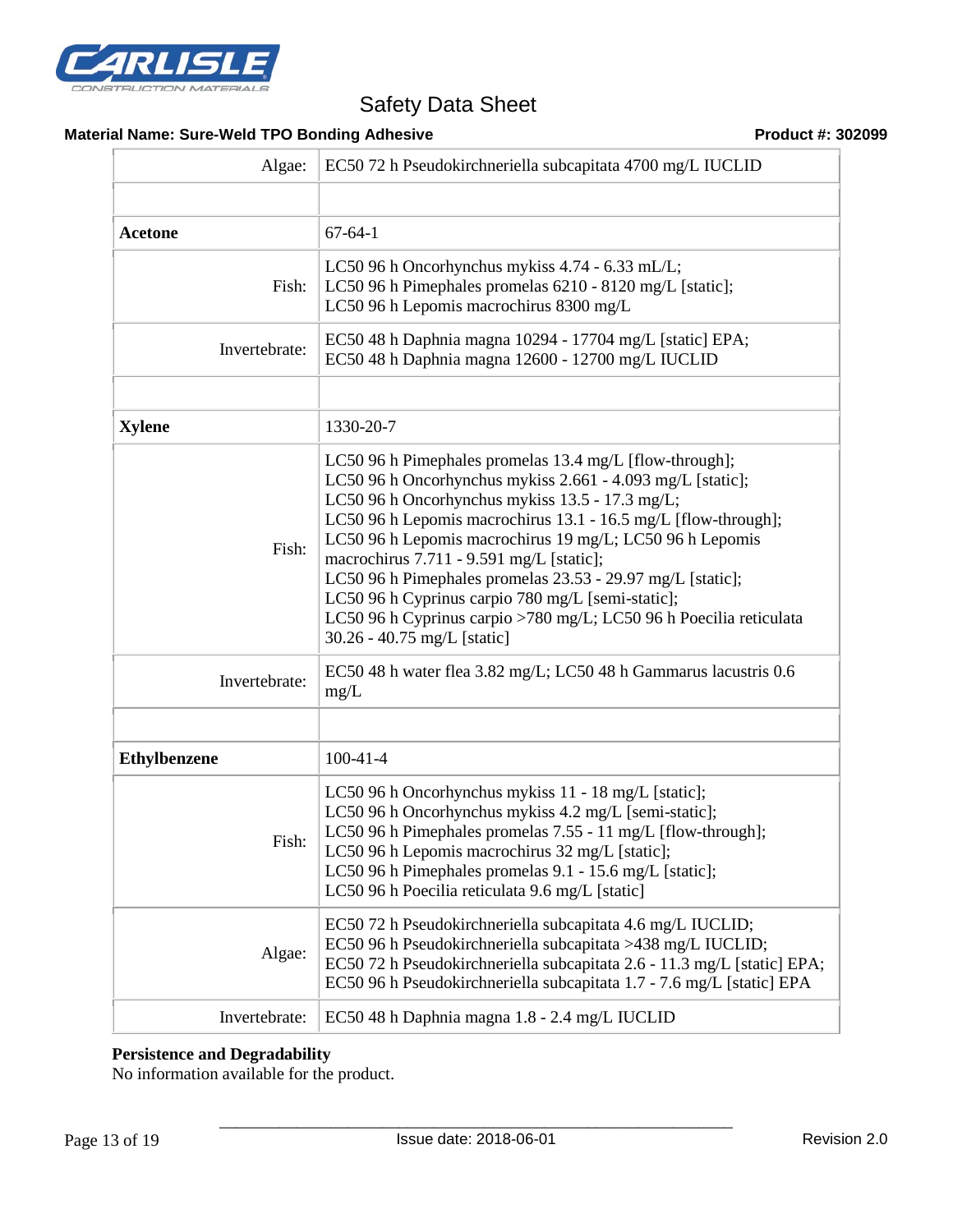| | |
|---|---|
| Algae: | EC50 72 h Pseudokirchneriella subcapitata 4700 mg/L IUCLID |
| | |
| **Acetone** | 67-64-1 |
| Fish: | LC50 96 h Oncorhynchus mykiss 4.74 - 6.33 mL/L;<br>LC50 96 h Pimephales promelas 6210 - 8120 mg/L [static];<br>LC50 96 h Lepomis macrochirus 8300 mg/L |
| Invertebrate: | EC50 48 h Daphnia magna 10294 - 17704 mg/L [static] EPA;<br>EC50 48 h Daphnia magna 12600 - 12700 mg/L IUCLID |
| | |
| **Xylene** | 1330-20-7 |
| Fish: | LC50 96 h Pimephales promelas 13.4 mg/L [flow-through];<br>LC50 96 h Oncorhynchus mykiss 2.661 - 4.093 mg/L [static];<br>LC50 96 h Oncorhynchus mykiss 13.5 - 17.3 mg/L;<br>LC50 96 h Lepomis macrochirus 13.1 - 16.5 mg/L [flow-through];<br>LC50 96 h Lepomis macrochirus 19 mg/L; LC50 96 h Lepomis macrochirus 7.711 - 9.591 mg/L [static];<br>LC50 96 h Pimephales promelas 23.53 - 29.97 mg/L [static];<br>LC50 96 h Cyprinus carpio 780 mg/L [semi-static];<br>LC50 96 h Cyprinus carpio >780 mg/L; LC50 96 h Poecilia reticulata 30.26 - 40.75 mg/L [static] |
| Invertebrate: | EC50 48 h water flea 3.82 mg/L; LC50 48 h Gammarus lacustris 0.6 mg/L |
| | |
| **Ethylbenzene** | 100-41-4 |
| Fish: | LC50 96 h Oncorhynchus mykiss 11 - 18 mg/L [static];<br>LC50 96 h Oncorhynchus mykiss 4.2 mg/L [semi-static];<br>LC50 96 h Pimephales promelas 7.55 - 11 mg/L [flow-through];<br>LC50 96 h Lepomis macrochirus 32 mg/L [static];<br>LC50 96 h Pimephales promelas 9.1 - 15.6 mg/L [static];<br>LC50 96 h Poecilia reticulata 9.6 mg/L [static] |
| Algae: | EC50 72 h Pseudokirchneriella subcapitata 4.6 mg/L IUCLID;<br>EC50 96 h Pseudokirchneriella subcapitata >438 mg/L IUCLID;<br>EC50 72 h Pseudokirchneriella subcapitata 2.6 - 11.3 mg/L [static] EPA;<br>EC50 96 h Pseudokirchneriella subcapitata 1.7 - 7.6 mg/L [static] EPA |
| Invertebrate: | EC50 48 h Daphnia magna 1.8 - 2.4 mg/L IUCLID |

**Persistence and Degradability**

No information available for the product.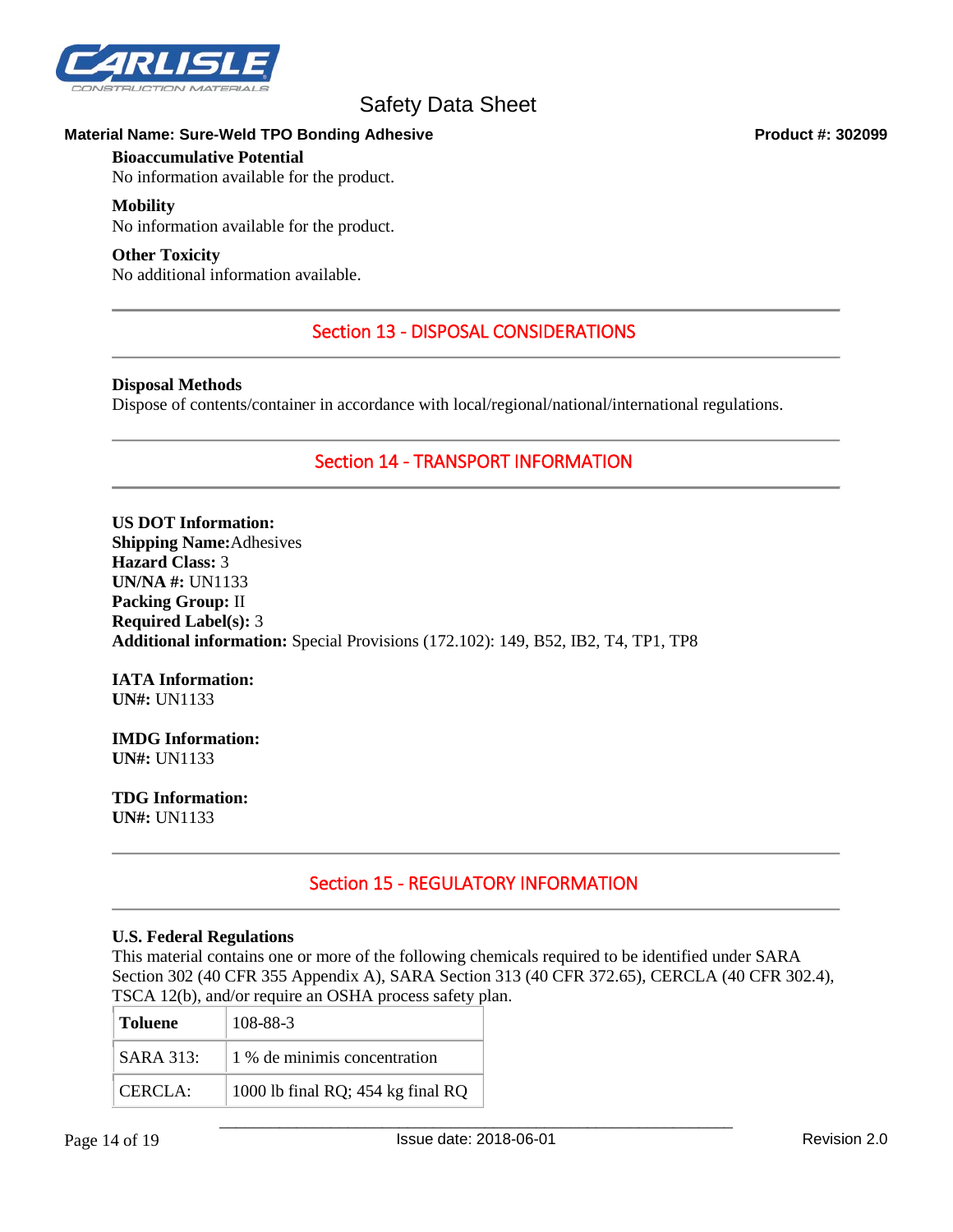**Bioaccumulative Potential**
No information available for the product.

**Mobility**
No information available for the product.

**Other Toxicity**
No additional information available.

## Section 13 - DISPOSAL CONSIDERATIONS

**Disposal Methods**
Dispose of contents/container in accordance with local/regional/national/international regulations.

## Section 14 - TRANSPORT INFORMATION

**US DOT Information:**
**Shipping Name:** Adhesives
**Hazard Class:** 3
**UN/NA #:** UN1133
**Packing Group:** II
**Required Label(s):** 3
**Additional information:** Special Provisions (172.102): 149, B52, IB2, T4, TP1, TP8

**IATA Information:**
**UN#:** UN1133

**IMDG Information:**
**UN#:** UN1133

**TDG Information:**
**UN#:** UN1133

## Section 15 - REGULATORY INFORMATION

**U.S. Federal Regulations**
This material contains one or more of the following chemicals required to be identified under SARA Section 302 (40 CFR 355 Appendix A), SARA Section 313 (40 CFR 372.65), CERCLA (40 CFR 302.4), TSCA 12(b), and/or require an OSHA process safety plan.

| **Toluene** | 108-88-3 |
|---|---|
| SARA 313: | 1 % de minimis concentration |
| CERCLA: | 1000 lb final RQ; 454 kg final RQ |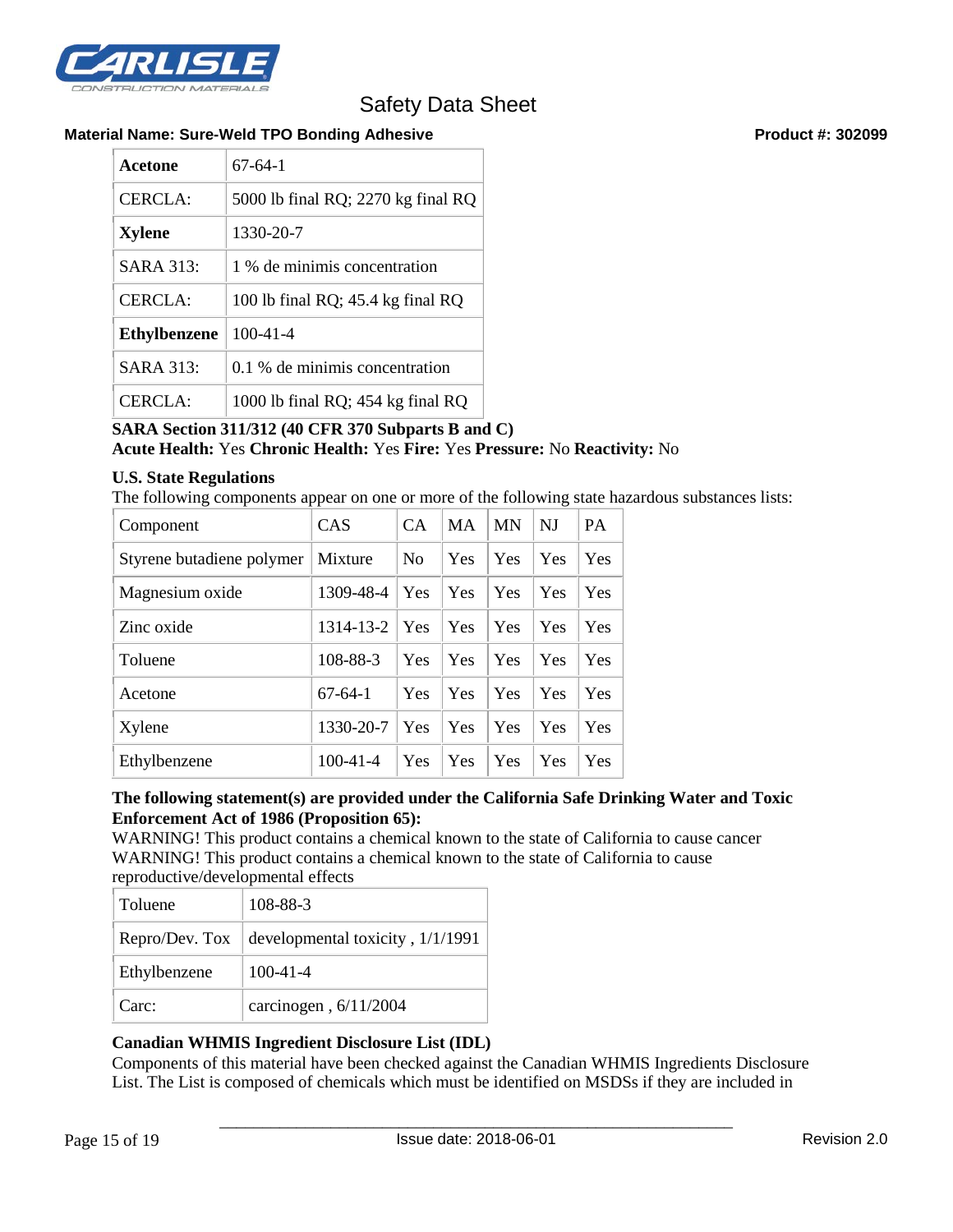| **Acetone** | 67-64-1 |
|---|---|
| CERCLA: | 5000 lb final RQ; 2270 kg final RQ |
| **Xylene** | 1330-20-7 |
| SARA 313: | 1 % de minimis concentration |
| CERCLA: | 100 lb final RQ; 45.4 kg final RQ |
| **Ethylbenzene** | 100-41-4 |
| SARA 313: | 0.1 % de minimis concentration |
| CERCLA: | 1000 lb final RQ; 454 kg final RQ |

**SARA Section 311/312 (40 CFR 370 Subparts B and C)**
**Acute Health:** Yes **Chronic Health:** Yes **Fire:** Yes **Pressure:** No **Reactivity:** No

**U.S. State Regulations**
The following components appear on one or more of the following state hazardous substances lists:

| Component | CAS | CA | MA | MN | NJ | PA |
|---|---|---|---|---|---|---|
| Styrene butadiene polymer | Mixture | No | Yes | Yes | Yes | Yes |
| Magnesium oxide | 1309-48-4 | Yes | Yes | Yes | Yes | Yes |
| Zinc oxide | 1314-13-2 | Yes | Yes | Yes | Yes | Yes |
| Toluene | 108-88-3 | Yes | Yes | Yes | Yes | Yes |
| Acetone | 67-64-1 | Yes | Yes | Yes | Yes | Yes |
| Xylene | 1330-20-7 | Yes | Yes | Yes | Yes | Yes |
| Ethylbenzene | 100-41-4 | Yes | Yes | Yes | Yes | Yes |

**The following statement(s) are provided under the California Safe Drinking Water and Toxic Enforcement Act of 1986 (Proposition 65):**
WARNING! This product contains a chemical known to the state of California to cause cancer
WARNING! This product contains a chemical known to the state of California to cause reproductive/developmental effects

| Toluene | 108-88-3 |
|---|---|
| Repro/Dev. Tox | developmental toxicity , 1/1/1991 |
| Ethylbenzene | 100-41-4 |
| Carc: | carcinogen , 6/11/2004 |

**Canadian WHMIS Ingredient Disclosure List (IDL)**
Components of this material have been checked against the Canadian WHMIS Ingredients Disclosure List. The List is composed of chemicals which must be identified on MSDSs if they are included in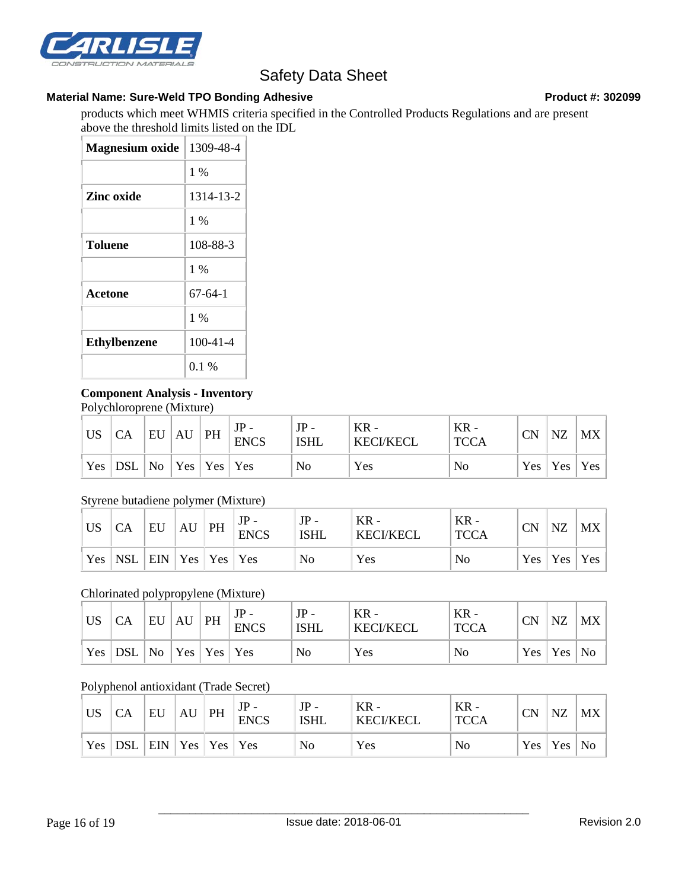products which meet WHMIS criteria specified in the Controlled Products Regulations and are present above the threshold limits listed on the IDL

| | |
|---|---|
| **Magnesium oxide** | 1309-48-4 |
| | 1 % |
| **Zinc oxide** | 1314-13-2 |
| | 1 % |
| **Toluene** | 108-88-3 |
| | 1 % |
| **Acetone** | 67-64-1 |
| | 1 % |
| **Ethylbenzene** | 100-41-4 |
| | 0.1 % |

**Component Analysis - Inventory**

Polychloroprene (Mixture)

| US | CA | EU | AU | PH | JP - ENCS | JP - ISHL | KR - KECI/KECL | KR - TCCA | CN | NZ | MX |
|---|---|---|---|---|---|---|---|---|---|---|---|
| Yes | DSL | No | Yes | Yes | Yes | No | Yes | No | Yes | Yes | Yes |

Styrene butadiene polymer (Mixture)

| US | CA | EU | AU | PH | JP - ENCS | JP - ISHL | KR - KECI/KECL | KR - TCCA | CN | NZ | MX |
|---|---|---|---|---|---|---|---|---|---|---|---|
| Yes | NSL | EIN | Yes | Yes | Yes | No | Yes | No | Yes | Yes | Yes |

Chlorinated polypropylene (Mixture)

| US | CA | EU | AU | PH | JP - ENCS | JP - ISHL | KR - KECI/KECL | KR - TCCA | CN | NZ | MX |
|---|---|---|---|---|---|---|---|---|---|---|---|
| Yes | DSL | No | Yes | Yes | Yes | No | Yes | No | Yes | Yes | No |

Polyphenol antioxidant (Trade Secret)

| US | CA | EU | AU | PH | JP - ENCS | JP - ISHL | KR - KECI/KECL | KR - TCCA | CN | NZ | MX |
|---|---|---|---|---|---|---|---|---|---|---|---|
| Yes | DSL | EIN | Yes | Yes | Yes | No | Yes | No | Yes | Yes | No |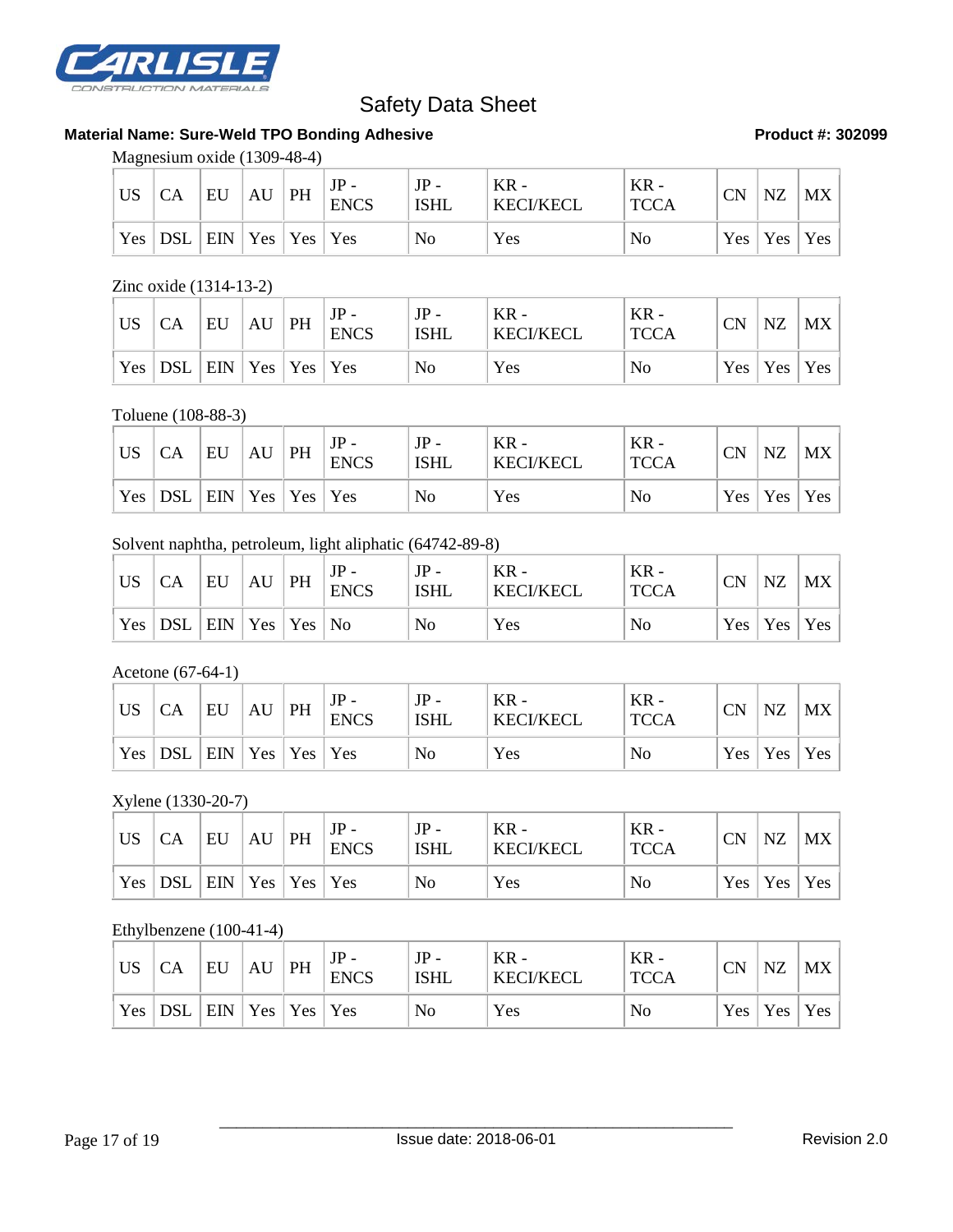Magnesium oxide (1309-48-4)

| US | CA | EU | AU | PH | JP - ENCS | JP - ISHL | KR - KECI/KECL | KR - TCCA | CN | NZ | MX |
|---|---|---|---|---|---|---|---|---|---|---|---|
| Yes | DSL | EIN | Yes | Yes | Yes | No | Yes | No | Yes | Yes | Yes |

Zinc oxide (1314-13-2)

| US | CA | EU | AU | PH | JP - ENCS | JP - ISHL | KR - KECI/KECL | KR - TCCA | CN | NZ | MX |
|---|---|---|---|---|---|---|---|---|---|---|---|
| Yes | DSL | EIN | Yes | Yes | Yes | No | Yes | No | Yes | Yes | Yes |

Toluene (108-88-3)

| US | CA | EU | AU | PH | JP - ENCS | JP - ISHL | KR - KECI/KECL | KR - TCCA | CN | NZ | MX |
|---|---|---|---|---|---|---|---|---|---|---|---|
| Yes | DSL | EIN | Yes | Yes | Yes | No | Yes | No | Yes | Yes | Yes |

Solvent naphtha, petroleum, light aliphatic (64742-89-8)

| US | CA | EU | AU | PH | JP - ENCS | JP - ISHL | KR - KECI/KECL | KR - TCCA | CN | NZ | MX |
|---|---|---|---|---|---|---|---|---|---|---|---|
| Yes | DSL | EIN | Yes | Yes | No | No | Yes | No | Yes | Yes | Yes |

Acetone (67-64-1)

| US | CA | EU | AU | PH | JP - ENCS | JP - ISHL | KR - KECI/KECL | KR - TCCA | CN | NZ | MX |
|---|---|---|---|---|---|---|---|---|---|---|---|
| Yes | DSL | EIN | Yes | Yes | Yes | No | Yes | No | Yes | Yes | Yes |

Xylene (1330-20-7)

| US | CA | EU | AU | PH | JP - ENCS | JP - ISHL | KR - KECI/KECL | KR - TCCA | CN | NZ | MX |
|---|---|---|---|---|---|---|---|---|---|---|---|
| Yes | DSL | EIN | Yes | Yes | Yes | No | Yes | No | Yes | Yes | Yes |

Ethylbenzene (100-41-4)

| US | CA | EU | AU | PH | JP - ENCS | JP - ISHL | KR - KECI/KECL | KR - TCCA | CN | NZ | MX |
|---|---|---|---|---|---|---|---|---|---|---|---|
| Yes | DSL | EIN | Yes | Yes | Yes | No | Yes | No | Yes | Yes | Yes |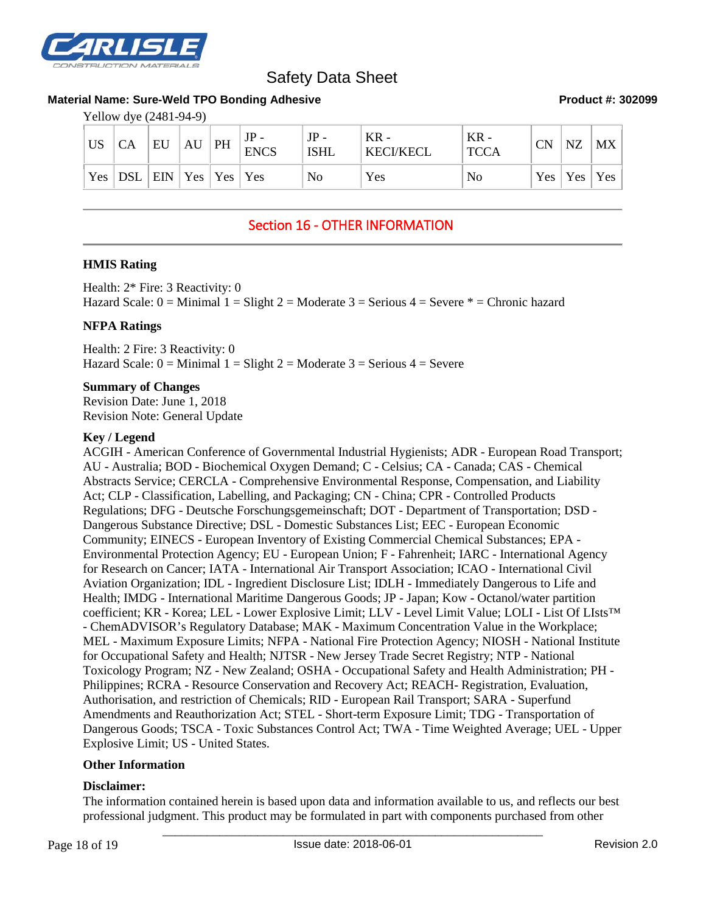Yellow dye (2481-94-9)

| US | CA | EU | AU | PH | JP - ENCS | JP - ISHL | KR - KECI/KECL | KR - TCCA | CN | NZ | MX |
|---|---|---|---|---|---|---|---|---|---|---|---|
| Yes | DSL | EIN | Yes | Yes | Yes | No | Yes | No | Yes | Yes | Yes |

## Section 16 - OTHER INFORMATION

**HMIS Rating**

Health: 2* Fire: 3 Reactivity: 0
Hazard Scale: 0 = Minimal 1 = Slight 2 = Moderate 3 = Serious 4 = Severe * = Chronic hazard

**NFPA Ratings**

Health: 2 Fire: 3 Reactivity: 0
Hazard Scale: 0 = Minimal 1 = Slight 2 = Moderate 3 = Serious 4 = Severe

**Summary of Changes**
Revision Date: June 1, 2018
Revision Note: General Update

**Key / Legend**
ACGIH - American Conference of Governmental Industrial Hygienists; ADR - European Road Transport; AU - Australia; BOD - Biochemical Oxygen Demand; C - Celsius; CA - Canada; CAS - Chemical Abstracts Service; CERCLA - Comprehensive Environmental Response, Compensation, and Liability Act; CLP - Classification, Labelling, and Packaging; CN - China; CPR - Controlled Products Regulations; DFG - Deutsche Forschungsgemeinschaft; DOT - Department of Transportation; DSD - Dangerous Substance Directive; DSL - Domestic Substances List; EEC - European Economic Community; EINECS - European Inventory of Existing Commercial Chemical Substances; EPA - Environmental Protection Agency; EU - European Union; F - Fahrenheit; IARC - International Agency for Research on Cancer; IATA - International Air Transport Association; ICAO - International Civil Aviation Organization; IDL - Ingredient Disclosure List; IDLH - Immediately Dangerous to Life and Health; IMDG - International Maritime Dangerous Goods; JP - Japan; Kow - Octanol/water partition coefficient; KR - Korea; LEL - Lower Explosive Limit; LLV - Level Limit Value; LOLI - List Of LIsts™ - ChemADVISOR’s Regulatory Database; MAK - Maximum Concentration Value in the Workplace; MEL - Maximum Exposure Limits; NFPA - National Fire Protection Agency; NIOSH - National Institute for Occupational Safety and Health; NJTSR - New Jersey Trade Secret Registry; NTP - National Toxicology Program; NZ - New Zealand; OSHA - Occupational Safety and Health Administration; PH - Philippines; RCRA - Resource Conservation and Recovery Act; REACH- Registration, Evaluation, Authorisation, and restriction of Chemicals; RID - European Rail Transport; SARA - Superfund Amendments and Reauthorization Act; STEL - Short-term Exposure Limit; TDG - Transportation of Dangerous Goods; TSCA - Toxic Substances Control Act; TWA - Time Weighted Average; UEL - Upper Explosive Limit; US - United States.

**Other Information**

**Disclaimer:**
The information contained herein is based upon data and information available to us, and reflects our best professional judgment. This product may be formulated in part with components purchased from other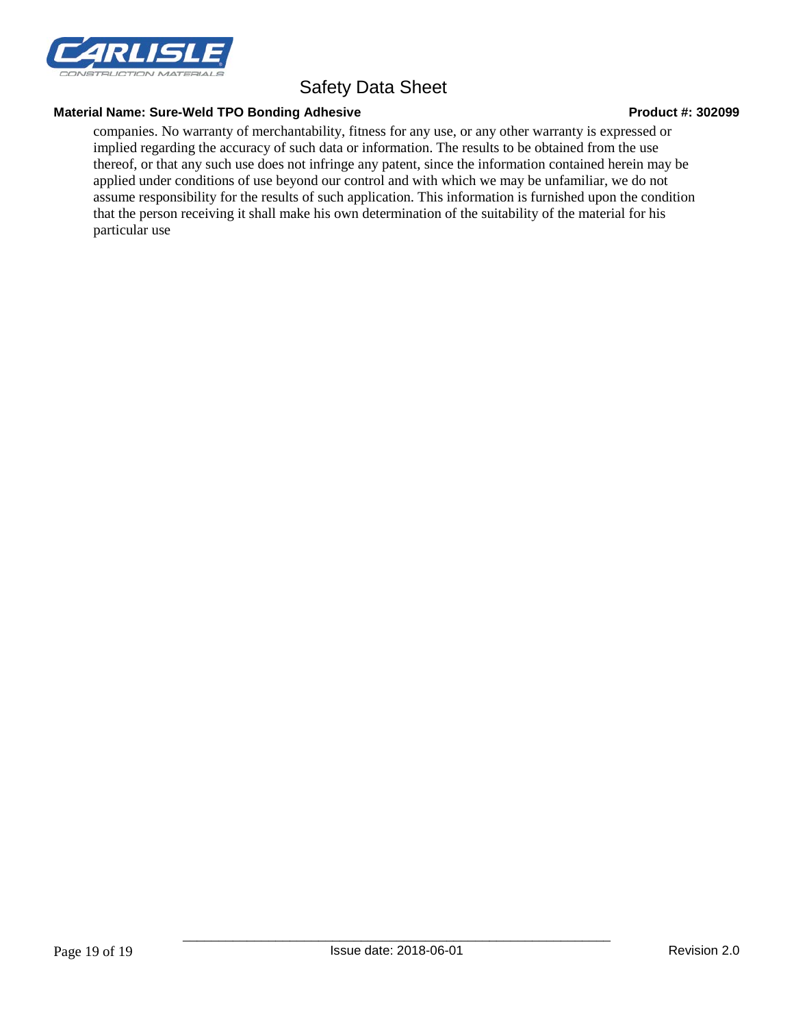companies. No warranty of merchantability, fitness for any use, or any other warranty is expressed or implied regarding the accuracy of such data or information. The results to be obtained from the use thereof, or that any such use does not infringe any patent, since the information contained herein may be applied under conditions of use beyond our control and with which we may be unfamiliar, we do not assume responsibility for the results of such application. This information is furnished upon the condition that the person receiving it shall make his own determination of the suitability of the material for his particular use